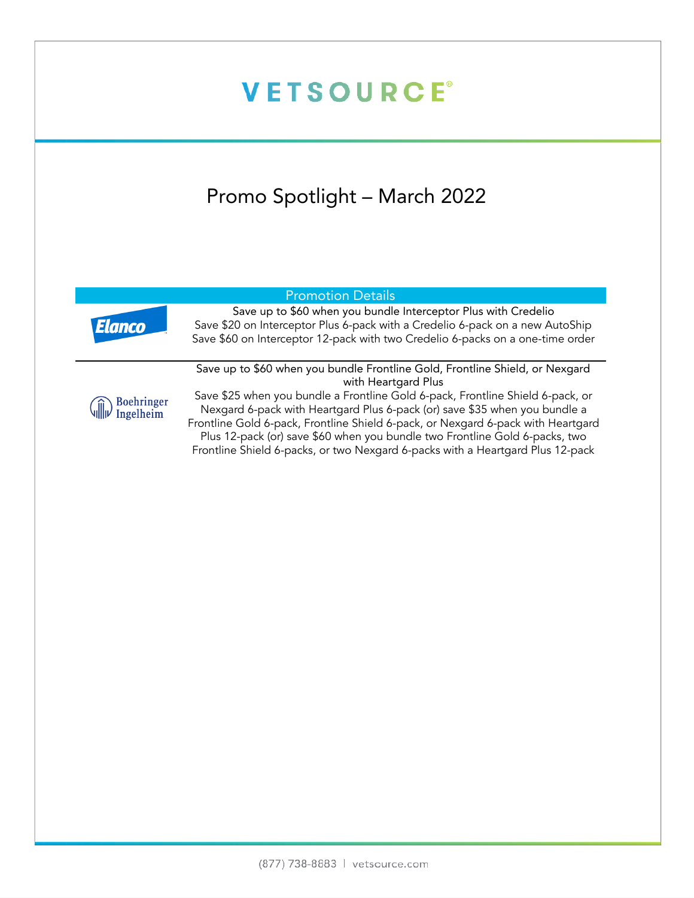# VETSOURCE

## Promo Spotlight – March 2022

| | Promotion Details |
|---|---|
| Elanco | Save up to $60 when you bundle Interceptor Plus with Credelio<br>Save $20 on Interceptor Plus 6-pack with a Credelio 6-pack on a new AutoShip<br>Save $60 on Interceptor 12-pack with two Credelio 6-packs on a one-time order |
| Boehringer Ingelheim | Save up to $60 when you bundle Frontline Gold, Frontline Shield, or Nexgard with Heartgard Plus<br>Save $25 when you bundle a Frontline Gold 6-pack, Frontline Shield 6-pack, or Nexgard 6-pack with Heartgard Plus 6-pack (or) save $35 when you bundle a Frontline Gold 6-pack, Frontline Shield 6-pack, or Nexgard 6-pack with Heartgard Plus 12-pack (or) save $60 when you bundle two Frontline Gold 6-packs, two Frontline Shield 6-packs, or two Nexgard 6-packs with a Heartgard Plus 12-pack |

(877) 738-8883 | vetsource.com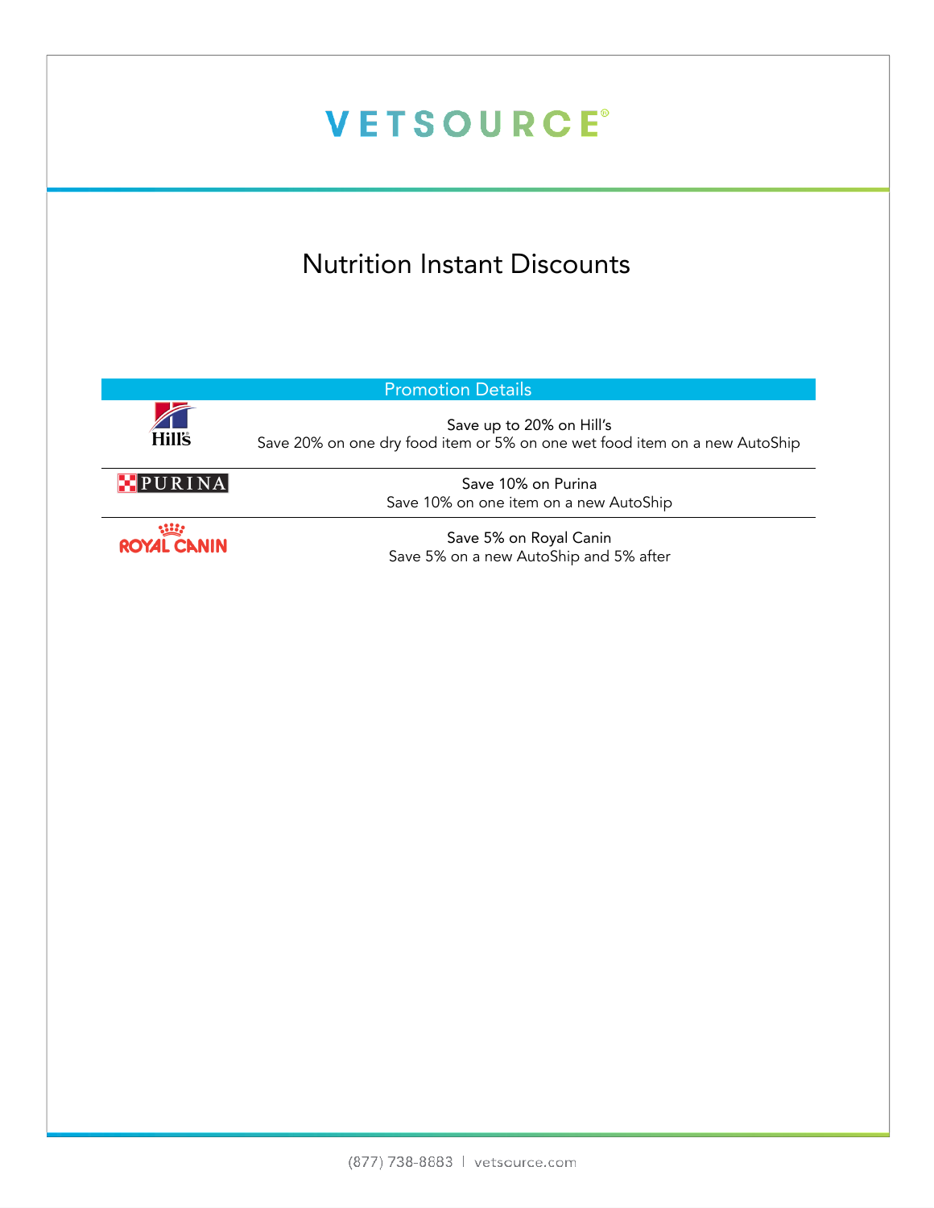# VETSOURCE®

## Nutrition Instant Discounts

| Promotion Details | |
|---|---|
| Hill's | Save up to 20% on Hill's<br>Save 20% on one dry food item or 5% on one wet food item on a new AutoShip |
| PURINA | Save 10% on Purina<br>Save 10% on one item on a new AutoShip |
| ROYAL CANIN | Save 5% on Royal Canin<br>Save 5% on a new AutoShip and 5% after |

(877) 738-8883 | vetsource.com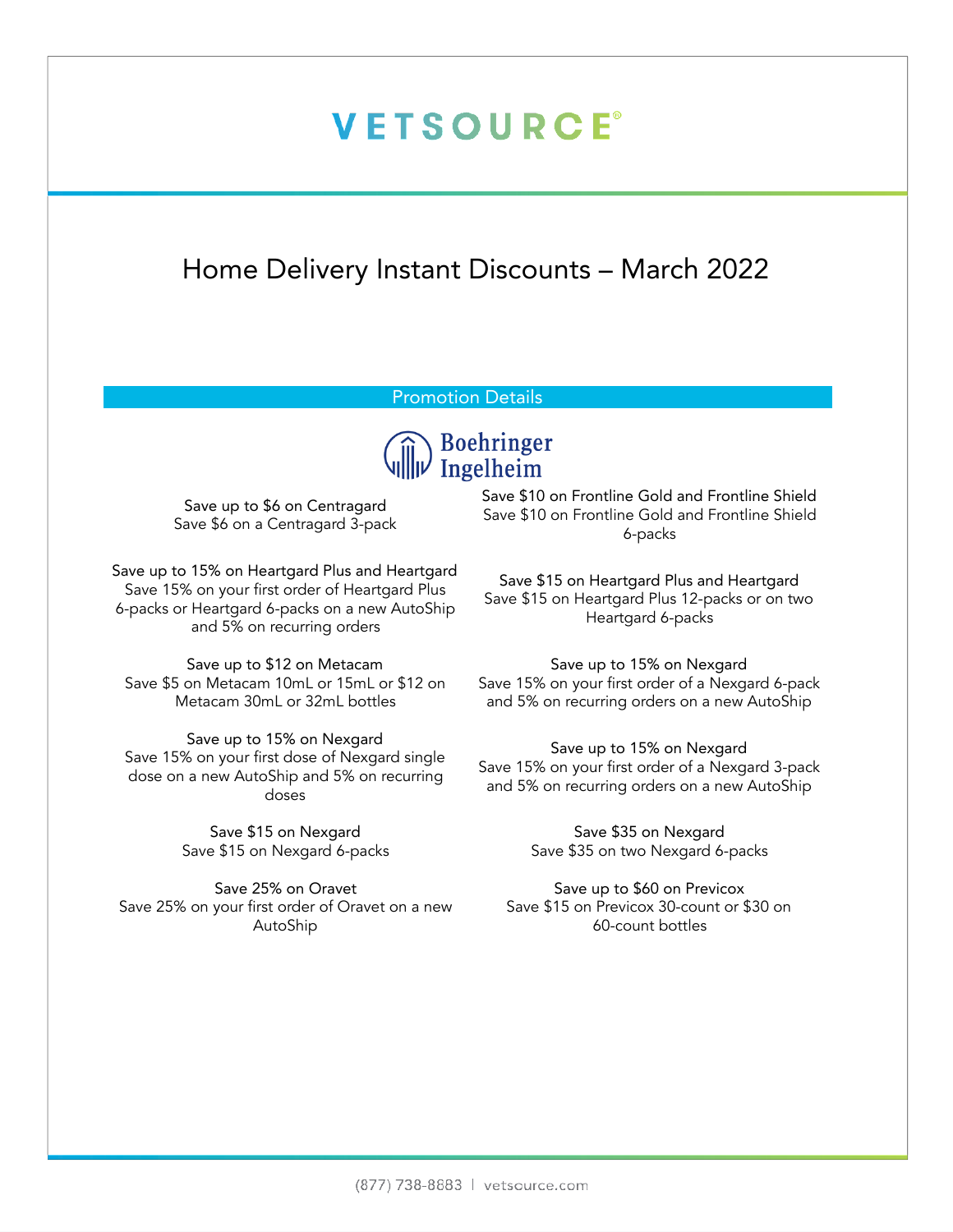# VETSOURCE®

## Home Delivery Instant Discounts – March 2022

### Promotion Details

**Boehringer Ingelheim**

Save up to $6 on Centragard
Save $6 on a Centragard 3-pack

Save up to 15% on Heartgard Plus and Heartgard
Save 15% on your first order of Heartgard Plus 6-packs or Heartgard 6-packs on a new AutoShip and 5% on recurring orders

Save up to $12 on Metacam
Save $5 on Metacam 10mL or 15mL or $12 on Metacam 30mL or 32mL bottles

Save up to 15% on Nexgard
Save 15% on your first dose of Nexgard single dose on a new AutoShip and 5% on recurring doses

Save $15 on Nexgard
Save $15 on Nexgard 6-packs

Save 25% on Oravet
Save 25% on your first order of Oravet on a new AutoShip

Save $10 on Frontline Gold and Frontline Shield
Save $10 on Frontline Gold and Frontline Shield 6-packs

Save $15 on Heartgard Plus and Heartgard
Save $15 on Heartgard Plus 12-packs or on two Heartgard 6-packs

Save up to 15% on Nexgard
Save 15% on your first order of a Nexgard 6-pack and 5% on recurring orders on a new AutoShip

Save up to 15% on Nexgard
Save 15% on your first order of a Nexgard 3-pack and 5% on recurring orders on a new AutoShip

Save $35 on Nexgard
Save $35 on two Nexgard 6-packs

Save up to $60 on Previcox
Save $15 on Previcox 30-count or $30 on 60-count bottles

(877) 738-8883 | vetsource.com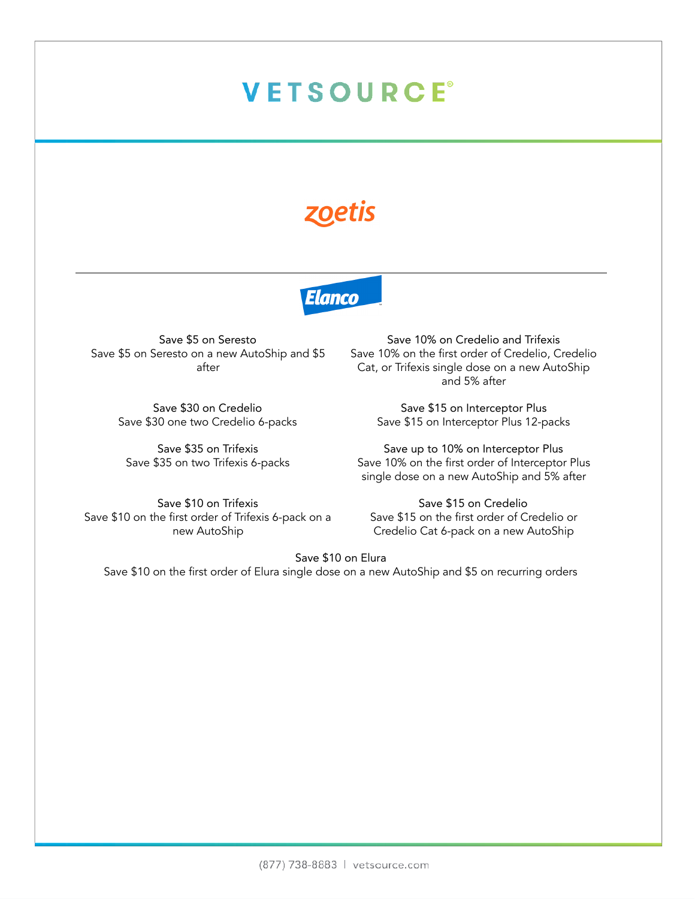# VETSOURCE®

## zoetis

## Elanco

**Save $5 on Seresto**
Save $5 on Seresto on a new AutoShip and $5 after

**Save 10% on Credelio and Trifexis**
Save 10% on the first order of Credelio, Credelio Cat, or Trifexis single dose on a new AutoShip and 5% after

**Save $30 on Credelio**
Save $30 one two Credelio 6-packs

**Save $15 on Interceptor Plus**
Save $15 on Interceptor Plus 12-packs

**Save $35 on Trifexis**
Save $35 on two Trifexis 6-packs

**Save up to 10% on Interceptor Plus**
Save 10% on the first order of Interceptor Plus single dose on a new AutoShip and 5% after

**Save $10 on Trifexis**
Save $10 on the first order of Trifexis 6-pack on a new AutoShip

**Save $15 on Credelio**
Save $15 on the first order of Credelio or Credelio Cat 6-pack on a new AutoShip

**Save $10 on Elura**
Save $10 on the first order of Elura single dose on a new AutoShip and $5 on recurring orders

(877) 738-8883 | vetsource.com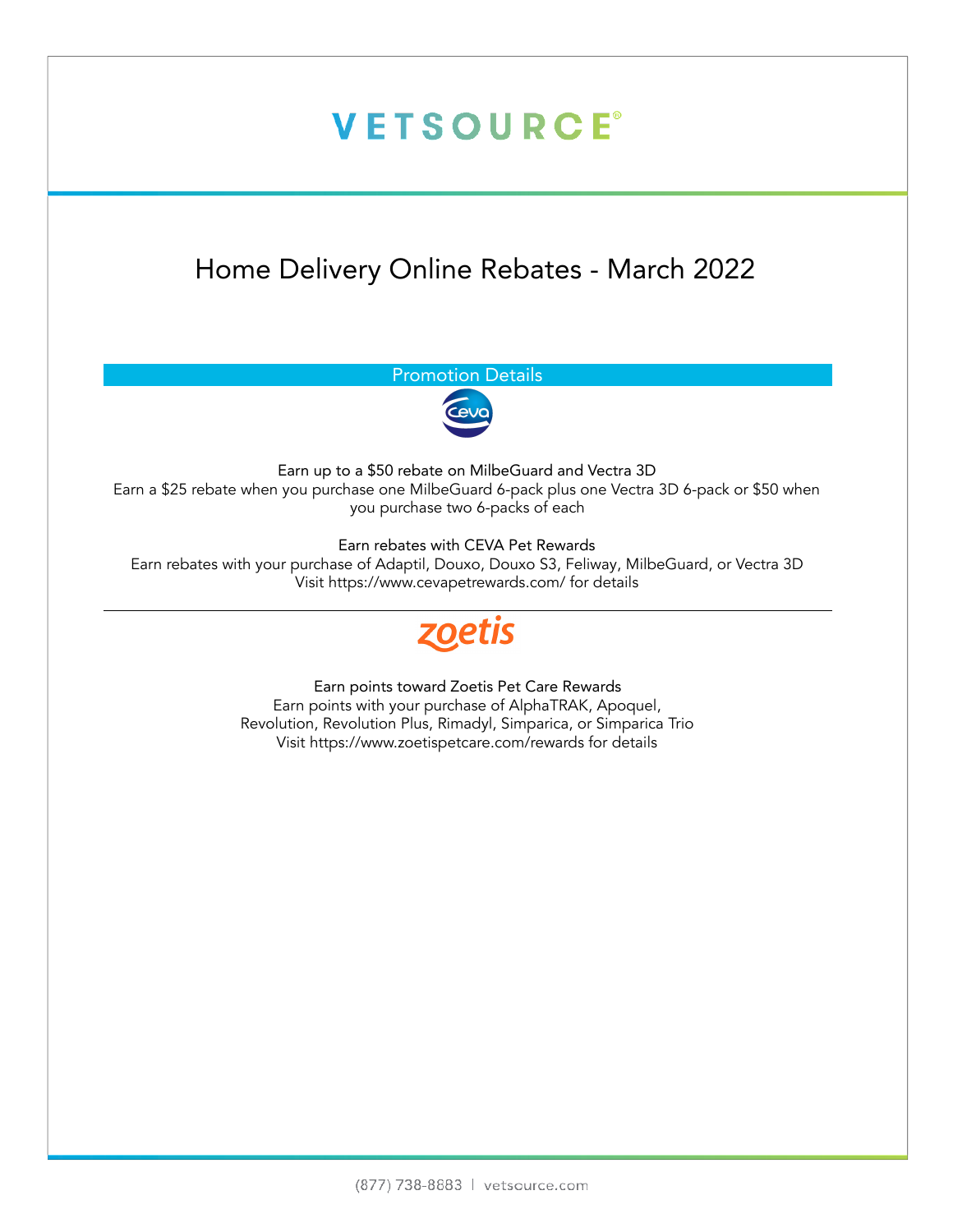# VETSOURCE®

## Home Delivery Online Rebates - March 2022

### Promotion Details

Ceva

Earn up to a $50 rebate on MilbeGuard and Vectra 3D
Earn a $25 rebate when you purchase one MilbeGuard 6-pack plus one Vectra 3D 6-pack or $50 when you purchase two 6-packs of each

Earn rebates with CEVA Pet Rewards
Earn rebates with your purchase of Adaptil, Douxo, Douxo S3, Feliway, MilbeGuard, or Vectra 3D
Visit https://www.cevapetrewards.com/ for details

---

zoetis

Earn points toward Zoetis Pet Care Rewards
Earn points with your purchase of AlphaTRAK, Apoquel, Revolution, Revolution Plus, Rimadyl, Simparica, or Simparica Trio
Visit https://www.zoetispetcare.com/rewards for details

(877) 738-8883 | vetsource.com